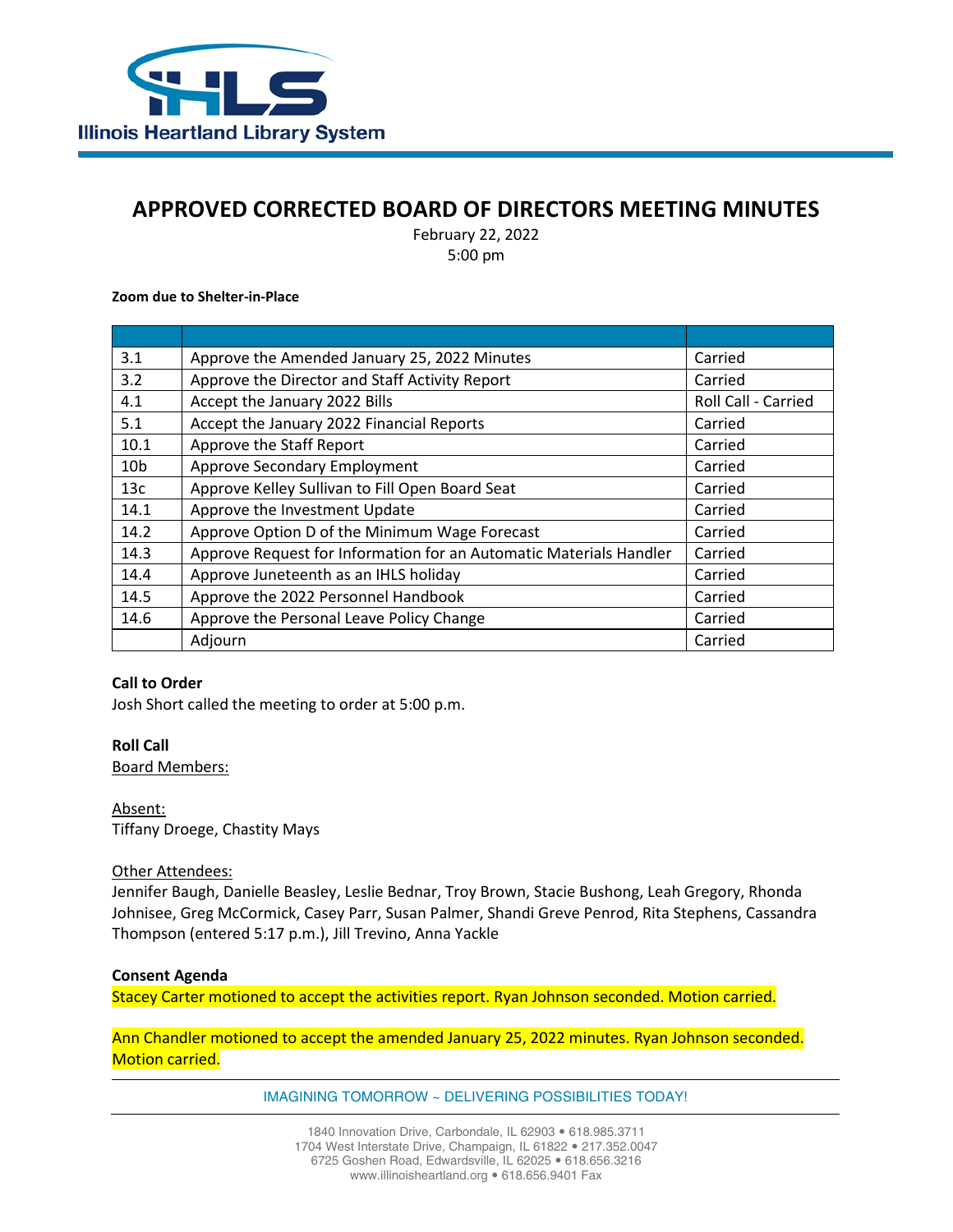# APPROVED CORRECTED BOARD OF DIRECTORS MEETING MINUTES

February 22, 2022
5:00 pm

**Zoom due to Shelter-in-Place**

| | | |
|---|---|---|
| 3.1 | Approve the Amended January 25, 2022 Minutes | Carried |
| 3.2 | Approve the Director and Staff Activity Report | Carried |
| 4.1 | Accept the January 2022 Bills | Roll Call - Carried |
| 5.1 | Accept the January 2022 Financial Reports | Carried |
| 10.1 | Approve the Staff Report | Carried |
| 10b | Approve Secondary Employment | Carried |
| 13c | Approve Kelley Sullivan to Fill Open Board Seat | Carried |
| 14.1 | Approve the Investment Update | Carried |
| 14.2 | Approve Option D of the Minimum Wage Forecast | Carried |
| 14.3 | Approve Request for Information for an Automatic Materials Handler | Carried |
| 14.4 | Approve Juneteenth as an IHLS holiday | Carried |
| 14.5 | Approve the 2022 Personnel Handbook | Carried |
| 14.6 | Approve the Personal Leave Policy Change | Carried |
| | Adjourn | Carried |

**Call to Order**
Josh Short called the meeting to order at 5:00 p.m.

**Roll Call**
Board Members:

Absent:
Tiffany Droege, Chastity Mays

Other Attendees:
Jennifer Baugh, Danielle Beasley, Leslie Bednar, Troy Brown, Stacie Bushong, Leah Gregory, Rhonda Johnisee, Greg McCormick, Casey Parr, Susan Palmer, Shandi Greve Penrod, Rita Stephens, Cassandra Thompson (entered 5:17 p.m.), Jill Trevino, Anna Yackle

**Consent Agenda**
Stacey Carter motioned to accept the activities report. Ryan Johnson seconded. Motion carried.

Ann Chandler motioned to accept the amended January 25, 2022 minutes. Ryan Johnson seconded. Motion carried.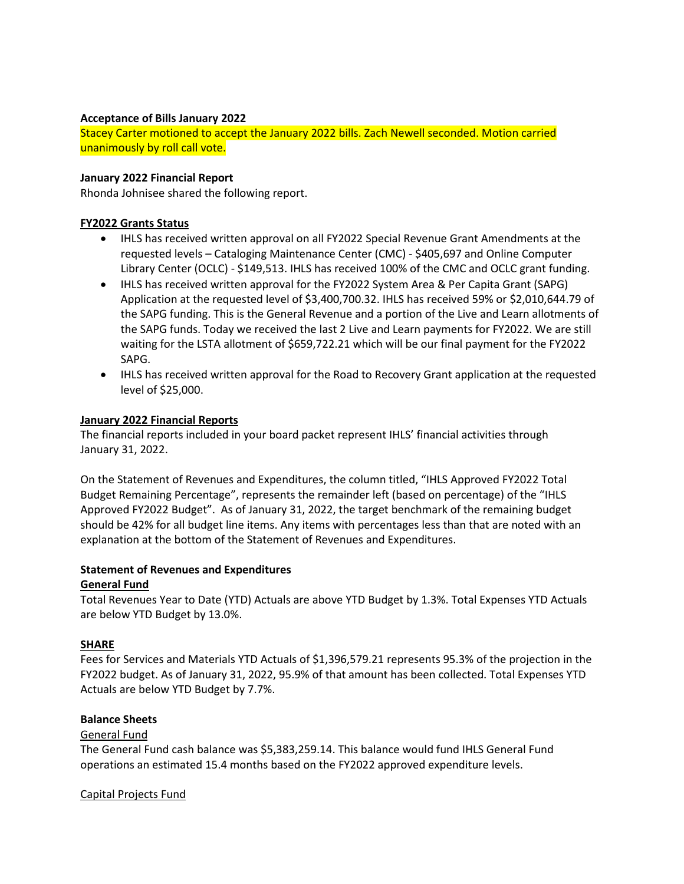**Acceptance of Bills January 2022**

Stacey Carter motioned to accept the January 2022 bills. Zach Newell seconded. Motion carried unanimously by roll call vote.

**January 2022 Financial Report**

Rhonda Johnisee shared the following report.

**FY2022 Grants Status**

- IHLS has received written approval on all FY2022 Special Revenue Grant Amendments at the requested levels – Cataloging Maintenance Center (CMC) - $405,697 and Online Computer Library Center (OCLC) - $149,513. IHLS has received 100% of the CMC and OCLC grant funding.
- IHLS has received written approval for the FY2022 System Area & Per Capita Grant (SAPG) Application at the requested level of $3,400,700.32. IHLS has received 59% or $2,010,644.79 of the SAPG funding. This is the General Revenue and a portion of the Live and Learn allotments of the SAPG funds. Today we received the last 2 Live and Learn payments for FY2022. We are still waiting for the LSTA allotment of $659,722.21 which will be our final payment for the FY2022 SAPG.
- IHLS has received written approval for the Road to Recovery Grant application at the requested level of $25,000.

**January 2022 Financial Reports**

The financial reports included in your board packet represent IHLS' financial activities through January 31, 2022.

On the Statement of Revenues and Expenditures, the column titled, "IHLS Approved FY2022 Total Budget Remaining Percentage", represents the remainder left (based on percentage) of the "IHLS Approved FY2022 Budget". As of January 31, 2022, the target benchmark of the remaining budget should be 42% for all budget line items. Any items with percentages less than that are noted with an explanation at the bottom of the Statement of Revenues and Expenditures.

**Statement of Revenues and Expenditures**

**General Fund**

Total Revenues Year to Date (YTD) Actuals are above YTD Budget by 1.3%. Total Expenses YTD Actuals are below YTD Budget by 13.0%.

**SHARE**

Fees for Services and Materials YTD Actuals of $1,396,579.21 represents 95.3% of the projection in the FY2022 budget. As of January 31, 2022, 95.9% of that amount has been collected. Total Expenses YTD Actuals are below YTD Budget by 7.7%.

**Balance Sheets**

General Fund

The General Fund cash balance was $5,383,259.14. This balance would fund IHLS General Fund operations an estimated 15.4 months based on the FY2022 approved expenditure levels.

Capital Projects Fund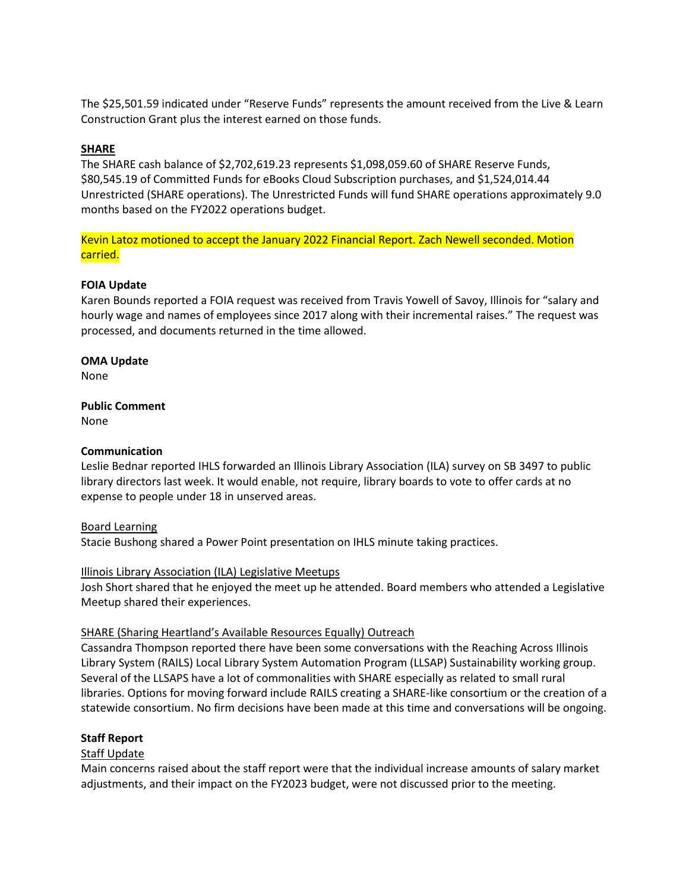The $25,501.59 indicated under "Reserve Funds" represents the amount received from the Live & Learn Construction Grant plus the interest earned on those funds.

**SHARE**

The SHARE cash balance of $2,702,619.23 represents $1,098,059.60 of SHARE Reserve Funds, $80,545.19 of Committed Funds for eBooks Cloud Subscription purchases, and $1,524,014.44 Unrestricted (SHARE operations). The Unrestricted Funds will fund SHARE operations approximately 9.0 months based on the FY2022 operations budget.

Kevin Latoz motioned to accept the January 2022 Financial Report. Zach Newell seconded. Motion carried.

**FOIA Update**

Karen Bounds reported a FOIA request was received from Travis Yowell of Savoy, Illinois for "salary and hourly wage and names of employees since 2017 along with their incremental raises." The request was processed, and documents returned in the time allowed.

**OMA Update**

None

**Public Comment**

None

**Communication**

Leslie Bednar reported IHLS forwarded an Illinois Library Association (ILA) survey on SB 3497 to public library directors last week. It would enable, not require, library boards to vote to offer cards at no expense to people under 18 in unserved areas.

Board Learning

Stacie Bushong shared a Power Point presentation on IHLS minute taking practices.

Illinois Library Association (ILA) Legislative Meetups

Josh Short shared that he enjoyed the meet up he attended. Board members who attended a Legislative Meetup shared their experiences.

SHARE (Sharing Heartland's Available Resources Equally) Outreach

Cassandra Thompson reported there have been some conversations with the Reaching Across Illinois Library System (RAILS) Local Library System Automation Program (LLSAP) Sustainability working group. Several of the LLSAPS have a lot of commonalities with SHARE especially as related to small rural libraries. Options for moving forward include RAILS creating a SHARE-like consortium or the creation of a statewide consortium. No firm decisions have been made at this time and conversations will be ongoing.

**Staff Report**

Staff Update

Main concerns raised about the staff report were that the individual increase amounts of salary market adjustments, and their impact on the FY2023 budget, were not discussed prior to the meeting.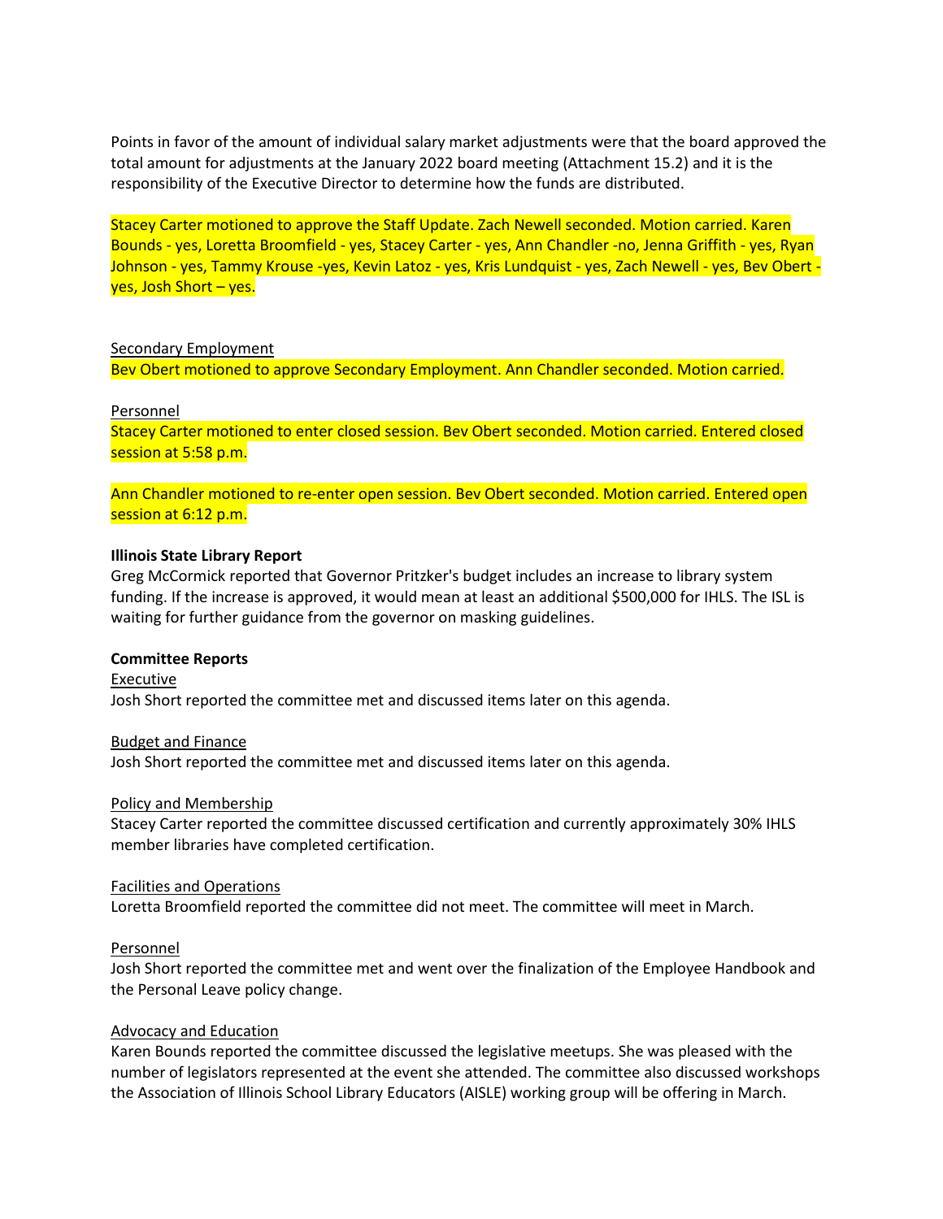Points in favor of the amount of individual salary market adjustments were that the board approved the total amount for adjustments at the January 2022 board meeting (Attachment 15.2) and it is the responsibility of the Executive Director to determine how the funds are distributed.

Stacey Carter motioned to approve the Staff Update. Zach Newell seconded. Motion carried. Karen Bounds - yes, Loretta Broomfield - yes, Stacey Carter - yes, Ann Chandler -no, Jenna Griffith - yes, Ryan Johnson - yes, Tammy Krouse -yes, Kevin Latoz - yes, Kris Lundquist - yes, Zach Newell - yes, Bev Obert - yes, Josh Short – yes.

Secondary Employment

Bev Obert motioned to approve Secondary Employment. Ann Chandler seconded. Motion carried.

Personnel

Stacey Carter motioned to enter closed session. Bev Obert seconded. Motion carried. Entered closed session at 5:58 p.m.

Ann Chandler motioned to re-enter open session. Bev Obert seconded. Motion carried. Entered open session at 6:12 p.m.

**Illinois State Library Report**

Greg McCormick reported that Governor Pritzker's budget includes an increase to library system funding. If the increase is approved, it would mean at least an additional $500,000 for IHLS. The ISL is waiting for further guidance from the governor on masking guidelines.

**Committee Reports**

Executive

Josh Short reported the committee met and discussed items later on this agenda.

Budget and Finance

Josh Short reported the committee met and discussed items later on this agenda.

Policy and Membership

Stacey Carter reported the committee discussed certification and currently approximately 30% IHLS member libraries have completed certification.

Facilities and Operations

Loretta Broomfield reported the committee did not meet. The committee will meet in March.

Personnel

Josh Short reported the committee met and went over the finalization of the Employee Handbook and the Personal Leave policy change.

Advocacy and Education

Karen Bounds reported the committee discussed the legislative meetups. She was pleased with the number of legislators represented at the event she attended. The committee also discussed workshops the Association of Illinois School Library Educators (AISLE) working group will be offering in March.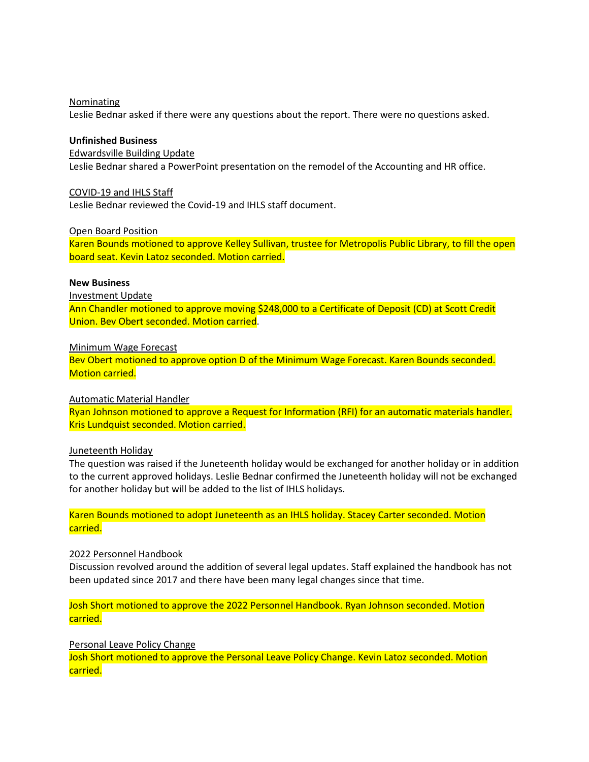Nominating

Leslie Bednar asked if there were any questions about the report. There were no questions asked.

**Unfinished Business**

Edwardsville Building Update

Leslie Bednar shared a PowerPoint presentation on the remodel of the Accounting and HR office.

COVID-19 and IHLS Staff

Leslie Bednar reviewed the Covid-19 and IHLS staff document.

Open Board Position

Karen Bounds motioned to approve Kelley Sullivan, trustee for Metropolis Public Library, to fill the open board seat. Kevin Latoz seconded. Motion carried.

**New Business**

Investment Update

Ann Chandler motioned to approve moving $248,000 to a Certificate of Deposit (CD) at Scott Credit Union. Bev Obert seconded. Motion carried.

Minimum Wage Forecast

Bev Obert motioned to approve option D of the Minimum Wage Forecast. Karen Bounds seconded. Motion carried.

Automatic Material Handler

Ryan Johnson motioned to approve a Request for Information (RFI) for an automatic materials handler. Kris Lundquist seconded. Motion carried.

Juneteenth Holiday

The question was raised if the Juneteenth holiday would be exchanged for another holiday or in addition to the current approved holidays. Leslie Bednar confirmed the Juneteenth holiday will not be exchanged for another holiday but will be added to the list of IHLS holidays.

Karen Bounds motioned to adopt Juneteenth as an IHLS holiday. Stacey Carter seconded. Motion carried.

2022 Personnel Handbook

Discussion revolved around the addition of several legal updates. Staff explained the handbook has not been updated since 2017 and there have been many legal changes since that time.

Josh Short motioned to approve the 2022 Personnel Handbook. Ryan Johnson seconded. Motion carried.

Personal Leave Policy Change

Josh Short motioned to approve the Personal Leave Policy Change. Kevin Latoz seconded. Motion carried.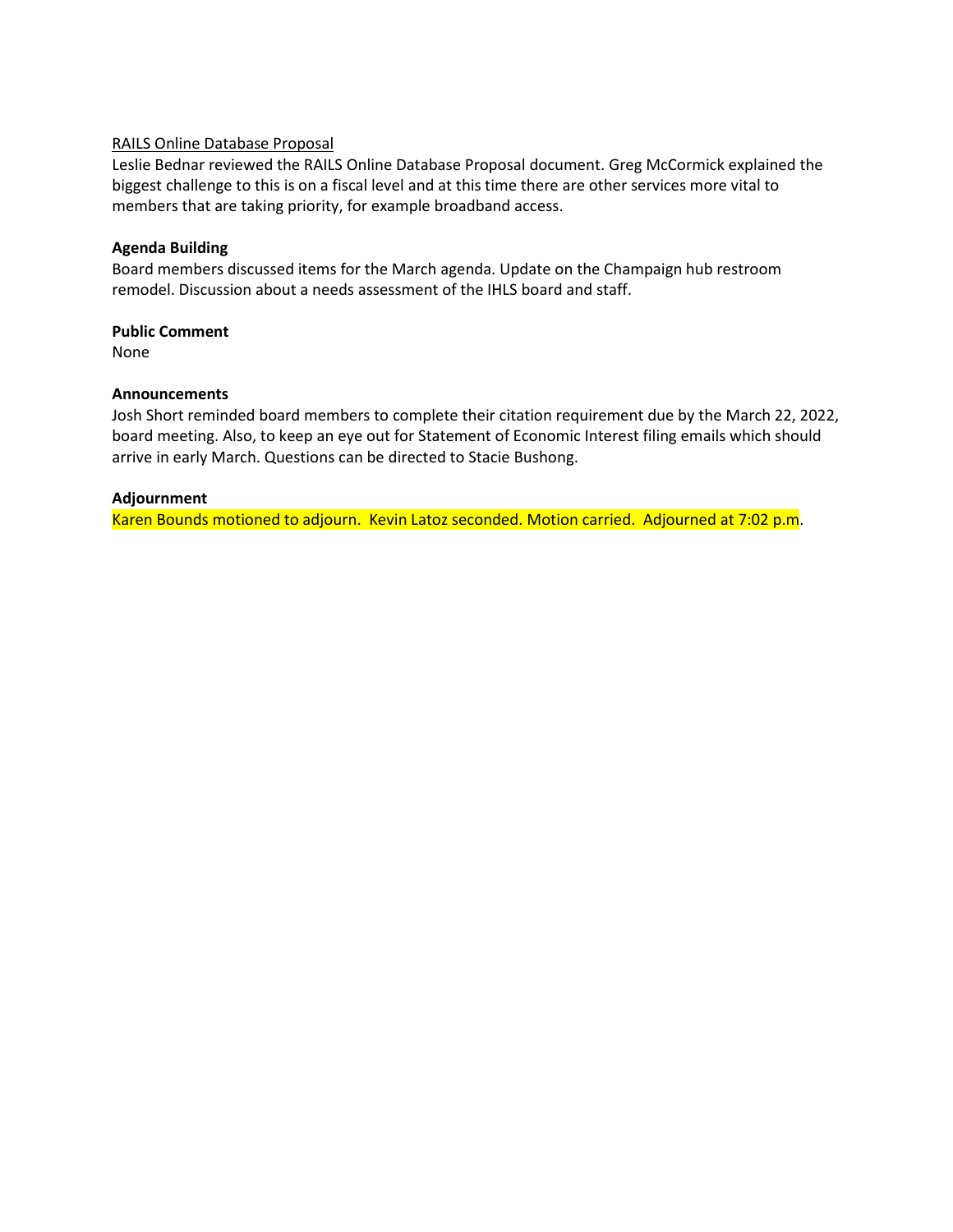RAILS Online Database Proposal

Leslie Bednar reviewed the RAILS Online Database Proposal document. Greg McCormick explained the biggest challenge to this is on a fiscal level and at this time there are other services more vital to members that are taking priority, for example broadband access.

**Agenda Building**

Board members discussed items for the March agenda. Update on the Champaign hub restroom remodel. Discussion about a needs assessment of the IHLS board and staff.

**Public Comment**

None

**Announcements**

Josh Short reminded board members to complete their citation requirement due by the March 22, 2022, board meeting. Also, to keep an eye out for Statement of Economic Interest filing emails which should arrive in early March. Questions can be directed to Stacie Bushong.

**Adjournment**

Karen Bounds motioned to adjourn. Kevin Latoz seconded. Motion carried. Adjourned at 7:02 p.m.